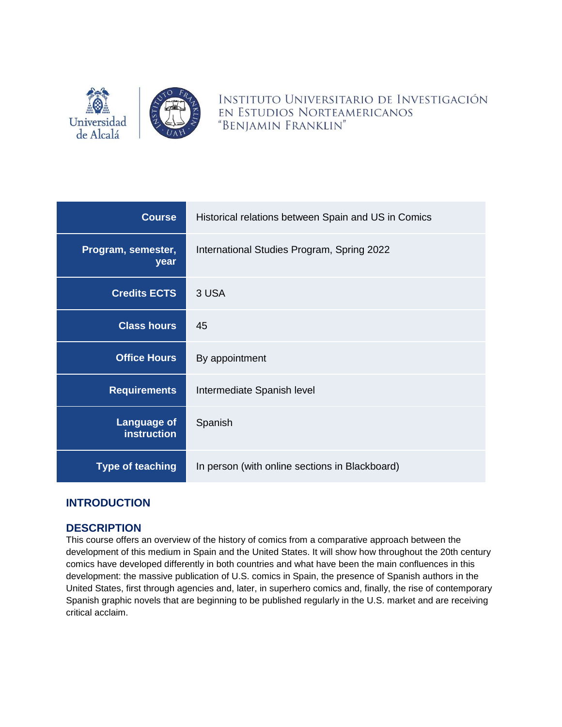Universidad de Alcalá

INSTITUTO UNIVERSITARIO DE INVESTIGACIÓN EN ESTUDIOS NORTEAMERICANOS "BENJAMIN FRANKLIN"

| | |
|---|---|
| **Course** | Historical relations between Spain and US in Comics |
| **Program, semester, year** | International Studies Program, Spring 2022 |
| **Credits ECTS** | 3 USA |
| **Class hours** | 45 |
| **Office Hours** | By appointment |
| **Requirements** | Intermediate Spanish level |
| **Language of instruction** | Spanish |
| **Type of teaching** | In person (with online sections in Blackboard) |

## INTRODUCTION

## DESCRIPTION

This course offers an overview of the history of comics from a comparative approach between the development of this medium in Spain and the United States. It will show how throughout the 20th century comics have developed differently in both countries and what have been the main confluences in this development: the massive publication of U.S. comics in Spain, the presence of Spanish authors in the United States, first through agencies and, later, in superhero comics and, finally, the rise of contemporary Spanish graphic novels that are beginning to be published regularly in the U.S. market and are receiving critical acclaim.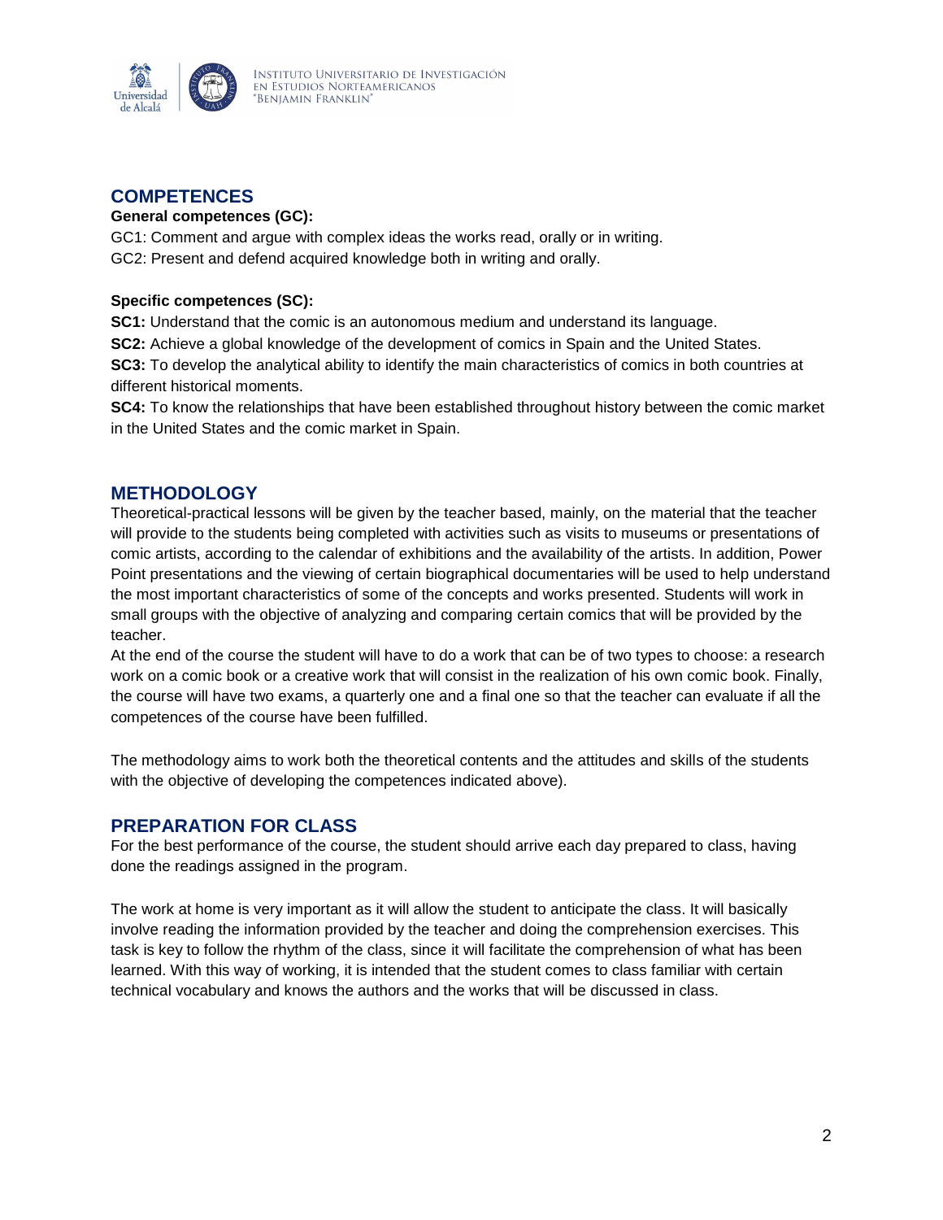## COMPETENCES

**General competences (GC):**

GC1: Comment and argue with complex ideas the works read, orally or in writing.
GC2: Present and defend acquired knowledge both in writing and orally.

**Specific competences (SC):**

**SC1:** Understand that the comic is an autonomous medium and understand its language.
**SC2:** Achieve a global knowledge of the development of comics in Spain and the United States.
**SC3:** To develop the analytical ability to identify the main characteristics of comics in both countries at different historical moments.
**SC4:** To know the relationships that have been established throughout history between the comic market in the United States and the comic market in Spain.

## METHODOLOGY

Theoretical-practical lessons will be given by the teacher based, mainly, on the material that the teacher will provide to the students being completed with activities such as visits to museums or presentations of comic artists, according to the calendar of exhibitions and the availability of the artists. In addition, Power Point presentations and the viewing of certain biographical documentaries will be used to help understand the most important characteristics of some of the concepts and works presented. Students will work in small groups with the objective of analyzing and comparing certain comics that will be provided by the teacher.
At the end of the course the student will have to do a work that can be of two types to choose: a research work on a comic book or a creative work that will consist in the realization of his own comic book. Finally, the course will have two exams, a quarterly one and a final one so that the teacher can evaluate if all the competences of the course have been fulfilled.

The methodology aims to work both the theoretical contents and the attitudes and skills of the students with the objective of developing the competences indicated above).

## PREPARATION FOR CLASS

For the best performance of the course, the student should arrive each day prepared to class, having done the readings assigned in the program.

The work at home is very important as it will allow the student to anticipate the class. It will basically involve reading the information provided by the teacher and doing the comprehension exercises. This task is key to follow the rhythm of the class, since it will facilitate the comprehension of what has been learned. With this way of working, it is intended that the student comes to class familiar with certain technical vocabulary and knows the authors and the works that will be discussed in class.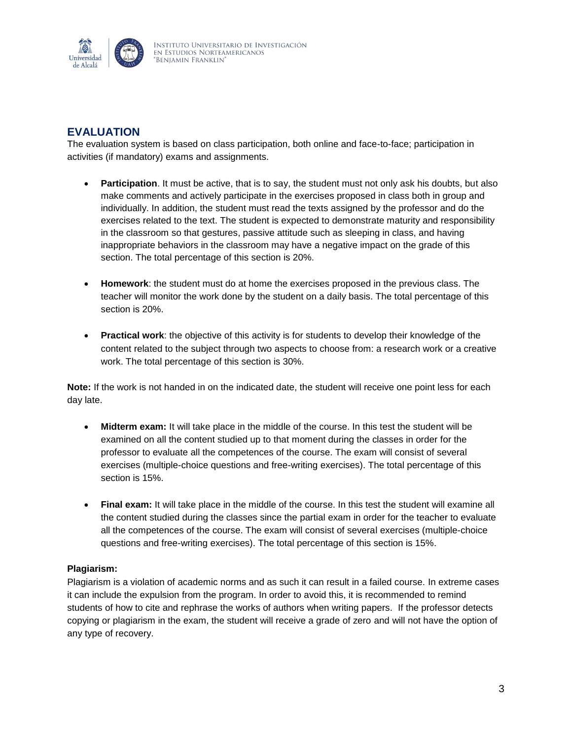## EVALUATION

The evaluation system is based on class participation, both online and face-to-face; participation in activities (if mandatory) exams and assignments.

- **Participation**. It must be active, that is to say, the student must not only ask his doubts, but also make comments and actively participate in the exercises proposed in class both in group and individually. In addition, the student must read the texts assigned by the professor and do the exercises related to the text. The student is expected to demonstrate maturity and responsibility in the classroom so that gestures, passive attitude such as sleeping in class, and having inappropriate behaviors in the classroom may have a negative impact on the grade of this section. The total percentage of this section is 20%.

- **Homework**: the student must do at home the exercises proposed in the previous class. The teacher will monitor the work done by the student on a daily basis. The total percentage of this section is 20%.

- **Practical work**: the objective of this activity is for students to develop their knowledge of the content related to the subject through two aspects to choose from: a research work or a creative work. The total percentage of this section is 30%.

**Note:** If the work is not handed in on the indicated date, the student will receive one point less for each day late.

- **Midterm exam:** It will take place in the middle of the course. In this test the student will be examined on all the content studied up to that moment during the classes in order for the professor to evaluate all the competences of the course. The exam will consist of several exercises (multiple-choice questions and free-writing exercises). The total percentage of this section is 15%.

- **Final exam:** It will take place in the middle of the course. In this test the student will examine all the content studied during the classes since the partial exam in order for the teacher to evaluate all the competences of the course. The exam will consist of several exercises (multiple-choice questions and free-writing exercises). The total percentage of this section is 15%.

**Plagiarism:**

Plagiarism is a violation of academic norms and as such it can result in a failed course. In extreme cases it can include the expulsion from the program. In order to avoid this, it is recommended to remind students of how to cite and rephrase the works of authors when writing papers. If the professor detects copying or plagiarism in the exam, the student will receive a grade of zero and will not have the option of any type of recovery.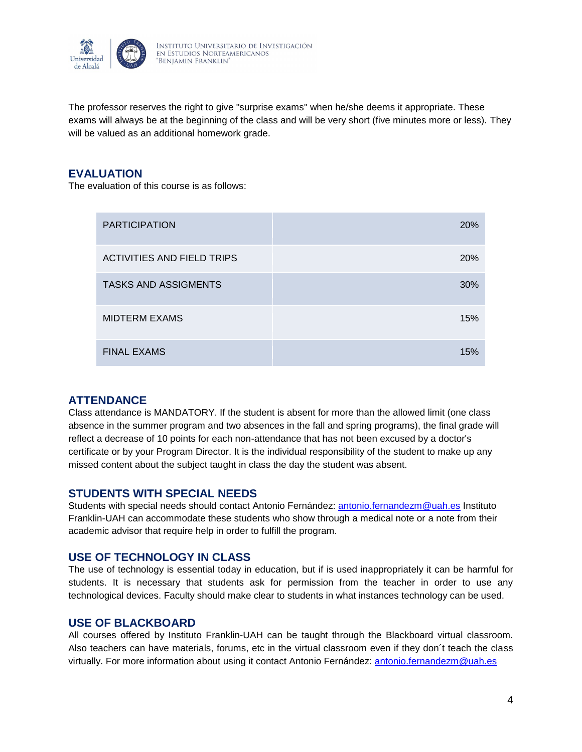The professor reserves the right to give "surprise exams" when he/she deems it appropriate. These exams will always be at the beginning of the class and will be very short (five minutes more or less). They will be valued as an additional homework grade.

## EVALUATION

The evaluation of this course is as follows:

| | |
|---|---|
| PARTICIPATION | 20% |
| ACTIVITIES AND FIELD TRIPS | 20% |
| TASKS AND ASSIGMENTS | 30% |
| MIDTERM EXAMS | 15% |
| FINAL EXAMS | 15% |

## ATTENDANCE

Class attendance is MANDATORY. If the student is absent for more than the allowed limit (one class absence in the summer program and two absences in the fall and spring programs), the final grade will reflect a decrease of 10 points for each non-attendance that has not been excused by a doctor's certificate or by your Program Director. It is the individual responsibility of the student to make up any missed content about the subject taught in class the day the student was absent.

## STUDENTS WITH SPECIAL NEEDS

Students with special needs should contact Antonio Fernández: [antonio.fernandezm@uah.es](mailto:antonio.fernandezm@uah.es) Instituto Franklin-UAH can accommodate these students who show through a medical note or a note from their academic advisor that require help in order to fulfill the program.

## USE OF TECHNOLOGY IN CLASS

The use of technology is essential today in education, but if is used inappropriately it can be harmful for students. It is necessary that students ask for permission from the teacher in order to use any technological devices. Faculty should make clear to students in what instances technology can be used.

## USE OF BLACKBOARD

All courses offered by Instituto Franklin-UAH can be taught through the Blackboard virtual classroom. Also teachers can have materials, forums, etc in the virtual classroom even if they don´t teach the class virtually. For more information about using it contact Antonio Fernández: [antonio.fernandezm@uah.es](mailto:antonio.fernandezm@uah.es)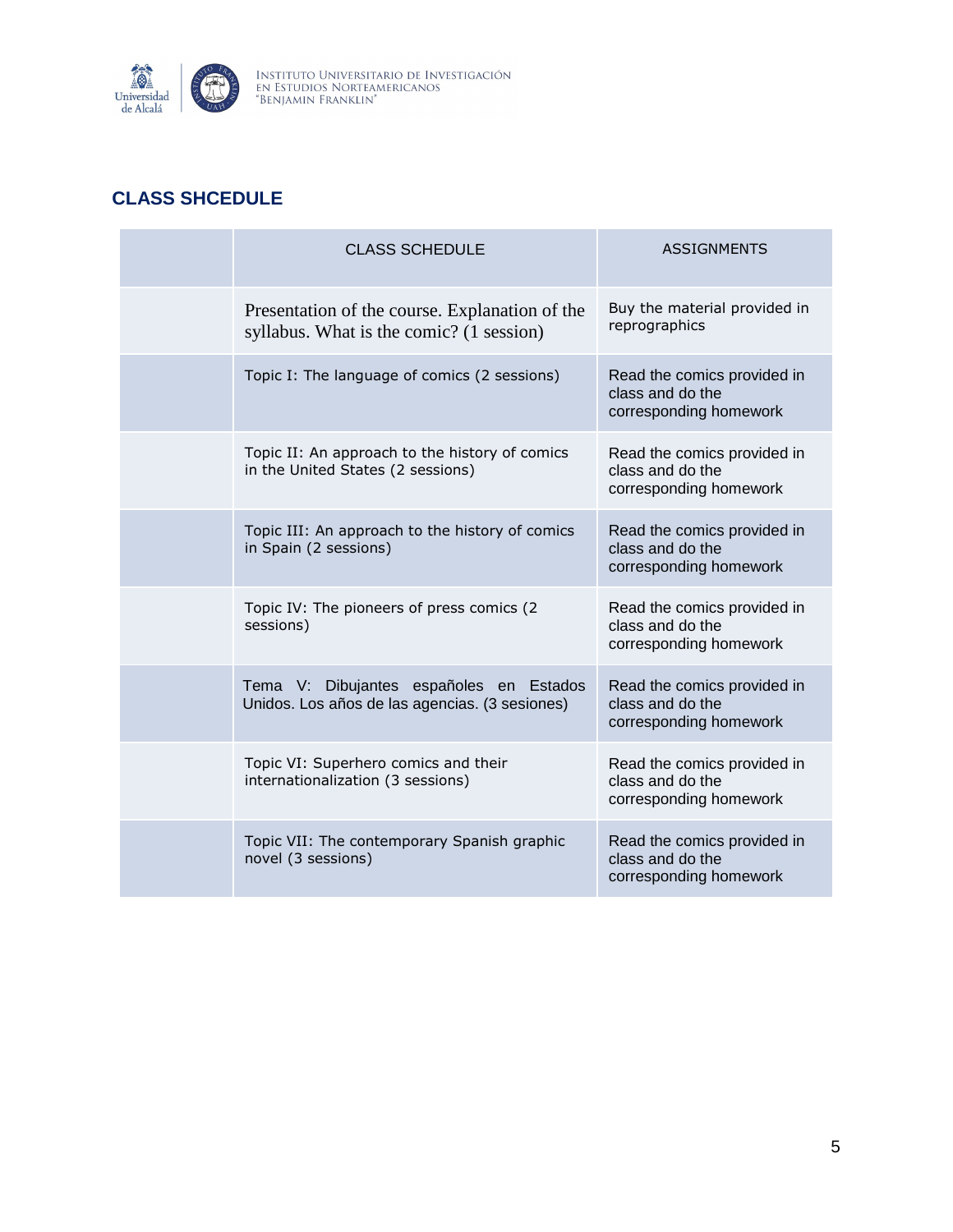## CLASS SHCEDULE

| | CLASS SCHEDULE | ASSIGNMENTS |
|---|---|---|
| | Presentation of the course. Explanation of the syllabus. What is the comic? (1 session) | Buy the material provided in reprographics |
| | Topic I: The language of comics (2 sessions) | Read the comics provided in class and do the corresponding homework |
| | Topic II: An approach to the history of comics in the United States (2 sessions) | Read the comics provided in class and do the corresponding homework |
| | Topic III: An approach to the history of comics in Spain (2 sessions) | Read the comics provided in class and do the corresponding homework |
| | Topic IV: The pioneers of press comics (2 sessions) | Read the comics provided in class and do the corresponding homework |
| | Tema V: Dibujantes españoles en Estados Unidos. Los años de las agencias. (3 sesiones) | Read the comics provided in class and do the corresponding homework |
| | Topic VI: Superhero comics and their internationalization (3 sessions) | Read the comics provided in class and do the corresponding homework |
| | Topic VII: The contemporary Spanish graphic novel (3 sessions) | Read the comics provided in class and do the corresponding homework |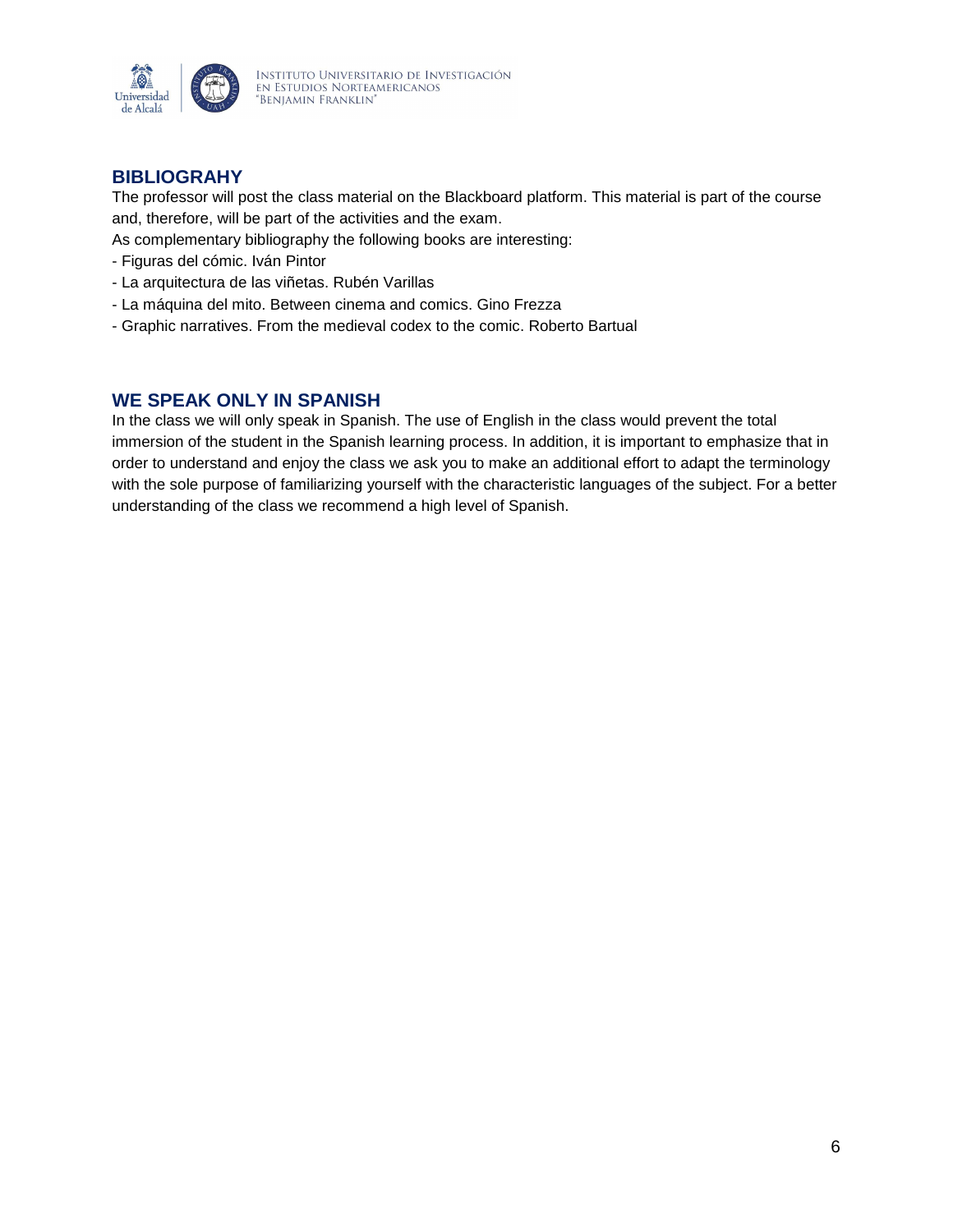## BIBLIOGRAHY

The professor will post the class material on the Blackboard platform. This material is part of the course and, therefore, will be part of the activities and the exam.

As complementary bibliography the following books are interesting:

- Figuras del cómic. Iván Pintor
- La arquitectura de las viñetas. Rubén Varillas
- La máquina del mito. Between cinema and comics. Gino Frezza
- Graphic narratives. From the medieval codex to the comic. Roberto Bartual

## WE SPEAK ONLY IN SPANISH

In the class we will only speak in Spanish. The use of English in the class would prevent the total immersion of the student in the Spanish learning process. In addition, it is important to emphasize that in order to understand and enjoy the class we ask you to make an additional effort to adapt the terminology with the sole purpose of familiarizing yourself with the characteristic languages of the subject. For a better understanding of the class we recommend a high level of Spanish.